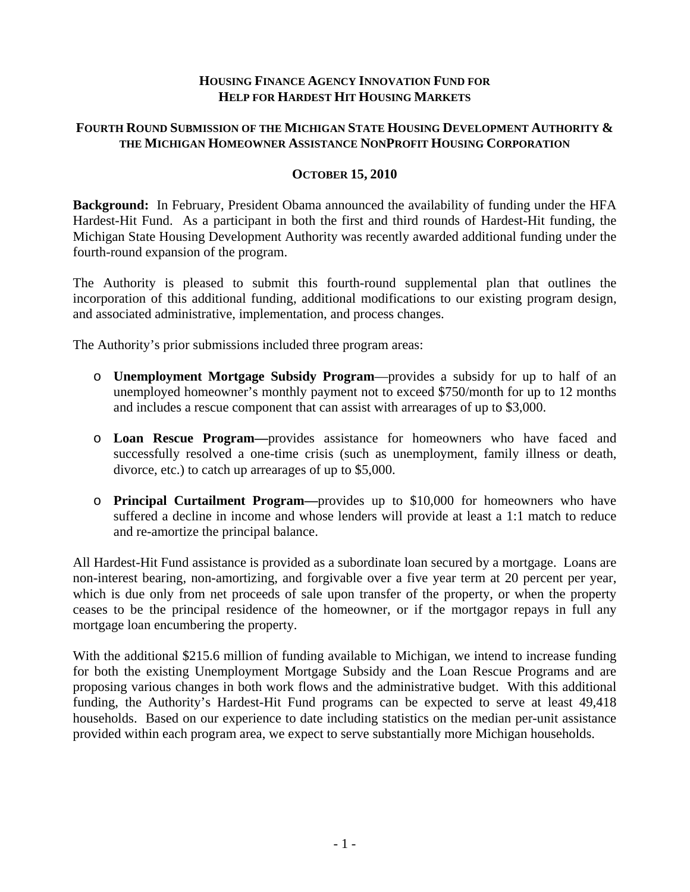# HOUSING FINANCE AGENCY INNOVATION FUND FOR HELP FOR HARDEST HIT HOUSING MARKETS

## FOURTH ROUND SUBMISSION OF THE MICHIGAN STATE HOUSING DEVELOPMENT AUTHORITY & THE MICHIGAN HOMEOWNER ASSISTANCE NONPROFIT HOUSING CORPORATION

### OCTOBER 15, 2010

**Background:** In February, President Obama announced the availability of funding under the HFA Hardest-Hit Fund. As a participant in both the first and third rounds of Hardest-Hit funding, the Michigan State Housing Development Authority was recently awarded additional funding under the fourth-round expansion of the program.

The Authority is pleased to submit this fourth-round supplemental plan that outlines the incorporation of this additional funding, additional modifications to our existing program design, and associated administrative, implementation, and process changes.

The Authority's prior submissions included three program areas:

- **Unemployment Mortgage Subsidy Program**—provides a subsidy for up to half of an unemployed homeowner's monthly payment not to exceed $750/month for up to 12 months and includes a rescue component that can assist with arrearages of up to $3,000.
- **Loan Rescue Program—**provides assistance for homeowners who have faced and successfully resolved a one-time crisis (such as unemployment, family illness or death, divorce, etc.) to catch up arrearages of up to $5,000.
- **Principal Curtailment Program—**provides up to $10,000 for homeowners who have suffered a decline in income and whose lenders will provide at least a 1:1 match to reduce and re-amortize the principal balance.

All Hardest-Hit Fund assistance is provided as a subordinate loan secured by a mortgage. Loans are non-interest bearing, non-amortizing, and forgivable over a five year term at 20 percent per year, which is due only from net proceeds of sale upon transfer of the property, or when the property ceases to be the principal residence of the homeowner, or if the mortgagor repays in full any mortgage loan encumbering the property.

With the additional $215.6 million of funding available to Michigan, we intend to increase funding for both the existing Unemployment Mortgage Subsidy and the Loan Rescue Programs and are proposing various changes in both work flows and the administrative budget. With this additional funding, the Authority's Hardest-Hit Fund programs can be expected to serve at least 49,418 households. Based on our experience to date including statistics on the median per-unit assistance provided within each program area, we expect to serve substantially more Michigan households.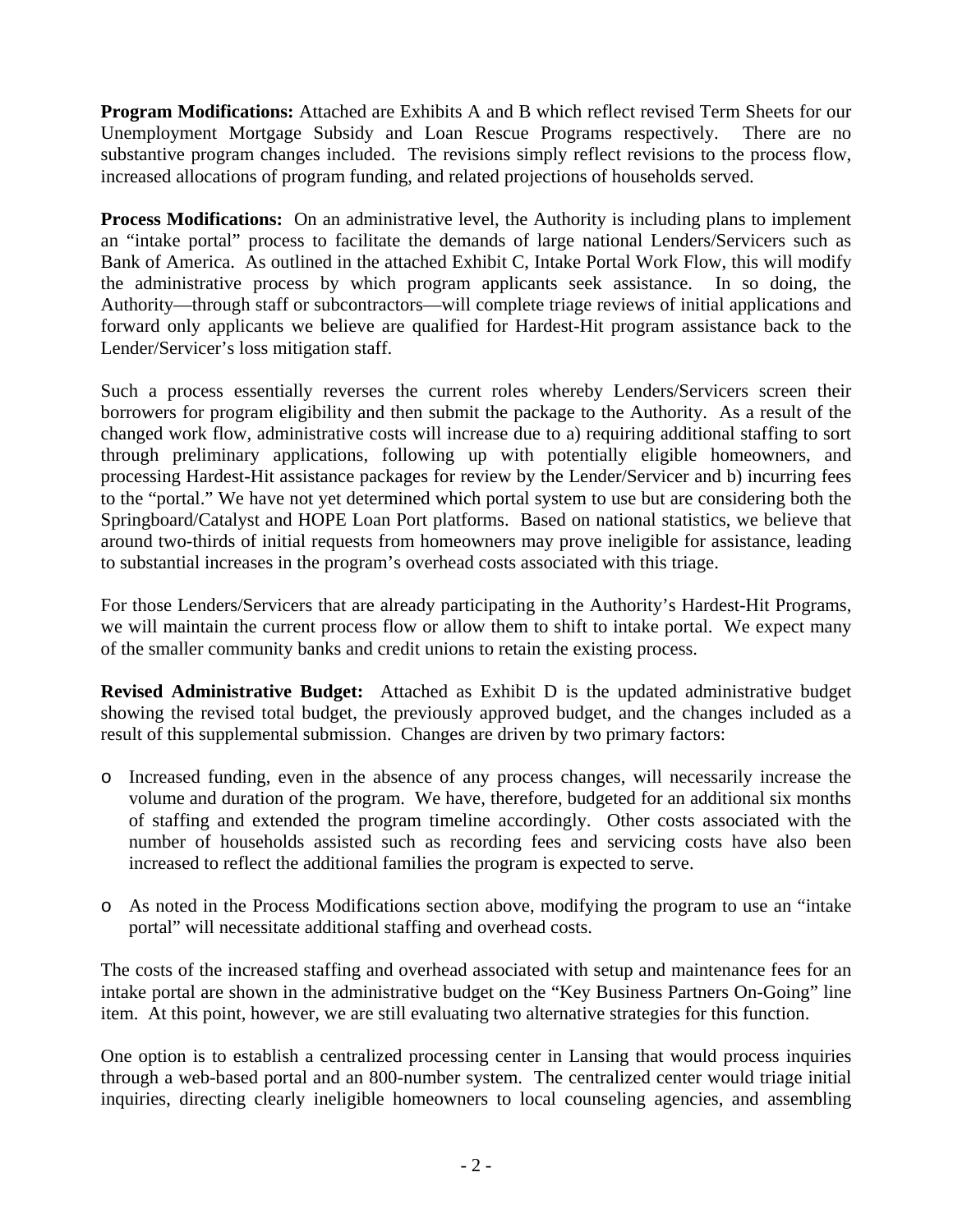**Program Modifications:** Attached are Exhibits A and B which reflect revised Term Sheets for our Unemployment Mortgage Subsidy and Loan Rescue Programs respectively. There are no substantive program changes included. The revisions simply reflect revisions to the process flow, increased allocations of program funding, and related projections of households served.

**Process Modifications:** On an administrative level, the Authority is including plans to implement an "intake portal" process to facilitate the demands of large national Lenders/Servicers such as Bank of America. As outlined in the attached Exhibit C, Intake Portal Work Flow, this will modify the administrative process by which program applicants seek assistance. In so doing, the Authority—through staff or subcontractors—will complete triage reviews of initial applications and forward only applicants we believe are qualified for Hardest-Hit program assistance back to the Lender/Servicer's loss mitigation staff.

Such a process essentially reverses the current roles whereby Lenders/Servicers screen their borrowers for program eligibility and then submit the package to the Authority. As a result of the changed work flow, administrative costs will increase due to a) requiring additional staffing to sort through preliminary applications, following up with potentially eligible homeowners, and processing Hardest-Hit assistance packages for review by the Lender/Servicer and b) incurring fees to the "portal." We have not yet determined which portal system to use but are considering both the Springboard/Catalyst and HOPE Loan Port platforms. Based on national statistics, we believe that around two-thirds of initial requests from homeowners may prove ineligible for assistance, leading to substantial increases in the program's overhead costs associated with this triage.

For those Lenders/Servicers that are already participating in the Authority's Hardest-Hit Programs, we will maintain the current process flow or allow them to shift to intake portal. We expect many of the smaller community banks and credit unions to retain the existing process.

**Revised Administrative Budget:** Attached as Exhibit D is the updated administrative budget showing the revised total budget, the previously approved budget, and the changes included as a result of this supplemental submission. Changes are driven by two primary factors:

- Increased funding, even in the absence of any process changes, will necessarily increase the volume and duration of the program. We have, therefore, budgeted for an additional six months of staffing and extended the program timeline accordingly. Other costs associated with the number of households assisted such as recording fees and servicing costs have also been increased to reflect the additional families the program is expected to serve.
- As noted in the Process Modifications section above, modifying the program to use an "intake portal" will necessitate additional staffing and overhead costs.

The costs of the increased staffing and overhead associated with setup and maintenance fees for an intake portal are shown in the administrative budget on the "Key Business Partners On-Going" line item. At this point, however, we are still evaluating two alternative strategies for this function.

One option is to establish a centralized processing center in Lansing that would process inquiries through a web-based portal and an 800-number system. The centralized center would triage initial inquiries, directing clearly ineligible homeowners to local counseling agencies, and assembling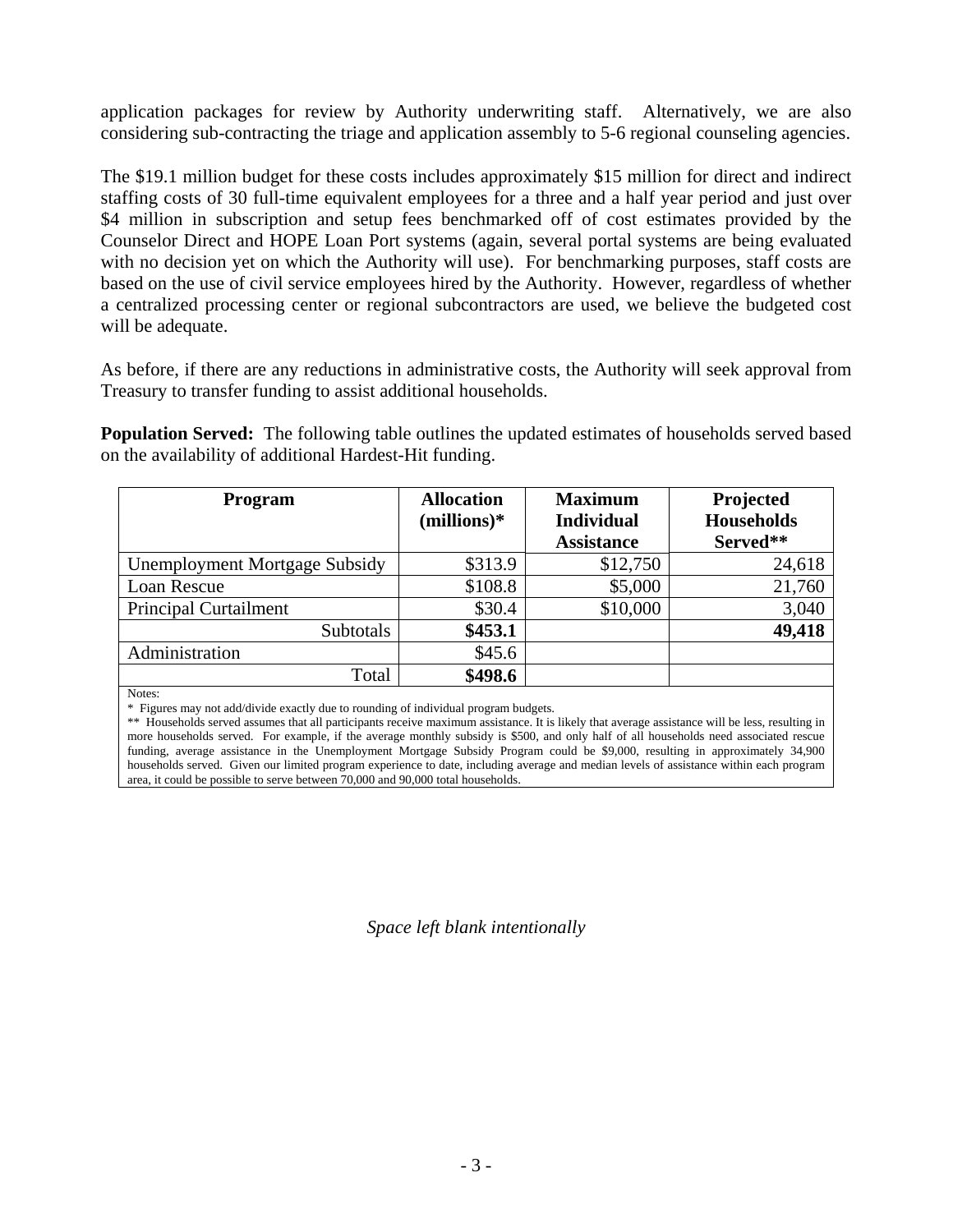application packages for review by Authority underwriting staff. Alternatively, we are also considering sub-contracting the triage and application assembly to 5-6 regional counseling agencies.

The $19.1 million budget for these costs includes approximately $15 million for direct and indirect staffing costs of 30 full-time equivalent employees for a three and a half year period and just over $4 million in subscription and setup fees benchmarked off of cost estimates provided by the Counselor Direct and HOPE Loan Port systems (again, several portal systems are being evaluated with no decision yet on which the Authority will use). For benchmarking purposes, staff costs are based on the use of civil service employees hired by the Authority. However, regardless of whether a centralized processing center or regional subcontractors are used, we believe the budgeted cost will be adequate.

As before, if there are any reductions in administrative costs, the Authority will seek approval from Treasury to transfer funding to assist additional households.

**Population Served:** The following table outlines the updated estimates of households served based on the availability of additional Hardest-Hit funding.

| Program | Allocation (millions)* | Maximum Individual Assistance | Projected Households Served** |
|---|---|---|---|
| Unemployment Mortgage Subsidy | $313.9 | $12,750 | 24,618 |
| Loan Rescue | $108.8 | $5,000 | 21,760 |
| Principal Curtailment | $30.4 | $10,000 | 3,040 |
| Subtotals | **$453.1** | | **49,418** |
| Administration | $45.6 | | |
| Total | **$498.6** | | |

Notes:

\* Figures may not add/divide exactly due to rounding of individual program budgets.

\*\* Households served assumes that all participants receive maximum assistance. It is likely that average assistance will be less, resulting in more households served. For example, if the average monthly subsidy is $500, and only half of all households need associated rescue funding, average assistance in the Unemployment Mortgage Subsidy Program could be $9,000, resulting in approximately 34,900 households served. Given our limited program experience to date, including average and median levels of assistance within each program area, it could be possible to serve between 70,000 and 90,000 total households.

*Space left blank intentionally*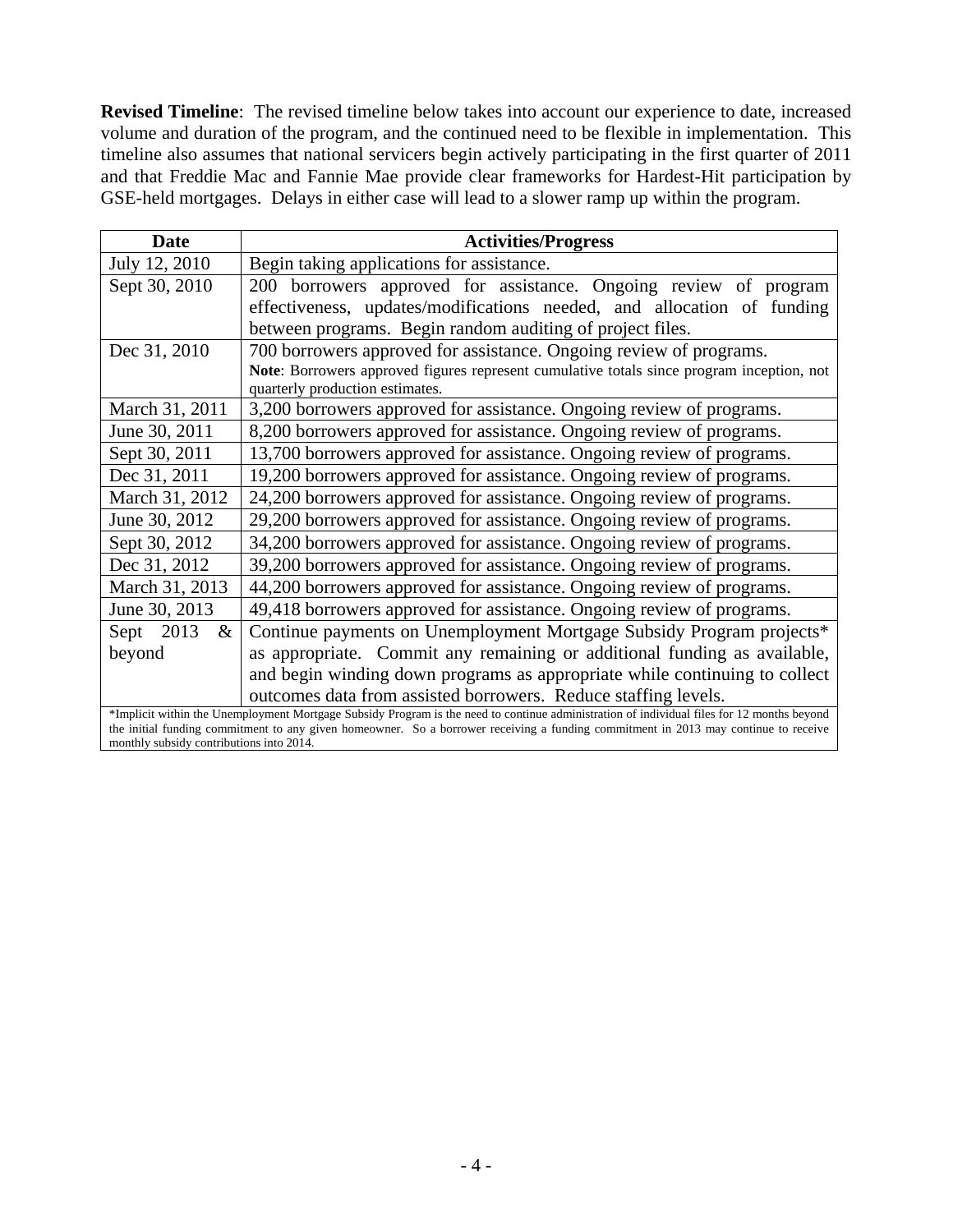**Revised Timeline**: The revised timeline below takes into account our experience to date, increased volume and duration of the program, and the continued need to be flexible in implementation. This timeline also assumes that national servicers begin actively participating in the first quarter of 2011 and that Freddie Mac and Fannie Mae provide clear frameworks for Hardest-Hit participation by GSE-held mortgages. Delays in either case will lead to a slower ramp up within the program.

| Date | Activities/Progress |
|---|---|
| July 12, 2010 | Begin taking applications for assistance. |
| Sept 30, 2010 | 200 borrowers approved for assistance. Ongoing review of program effectiveness, updates/modifications needed, and allocation of funding between programs. Begin random auditing of project files. |
| Dec 31, 2010 | 700 borrowers approved for assistance. Ongoing review of programs. **Note**: Borrowers approved figures represent cumulative totals since program inception, not quarterly production estimates. |
| March 31, 2011 | 3,200 borrowers approved for assistance. Ongoing review of programs. |
| June 30, 2011 | 8,200 borrowers approved for assistance. Ongoing review of programs. |
| Sept 30, 2011 | 13,700 borrowers approved for assistance. Ongoing review of programs. |
| Dec 31, 2011 | 19,200 borrowers approved for assistance. Ongoing review of programs. |
| March 31, 2012 | 24,200 borrowers approved for assistance. Ongoing review of programs. |
| June 30, 2012 | 29,200 borrowers approved for assistance. Ongoing review of programs. |
| Sept 30, 2012 | 34,200 borrowers approved for assistance. Ongoing review of programs. |
| Dec 31, 2012 | 39,200 borrowers approved for assistance. Ongoing review of programs. |
| March 31, 2013 | 44,200 borrowers approved for assistance. Ongoing review of programs. |
| June 30, 2013 | 49,418 borrowers approved for assistance. Ongoing review of programs. |
| Sept 2013 & beyond | Continue payments on Unemployment Mortgage Subsidy Program projects* as appropriate. Commit any remaining or additional funding as available, and begin winding down programs as appropriate while continuing to collect outcomes data from assisted borrowers. Reduce staffing levels. |

*Implicit within the Unemployment Mortgage Subsidy Program is the need to continue administration of individual files for 12 months beyond the initial funding commitment to any given homeowner. So a borrower receiving a funding commitment in 2013 may continue to receive monthly subsidy contributions into 2014.